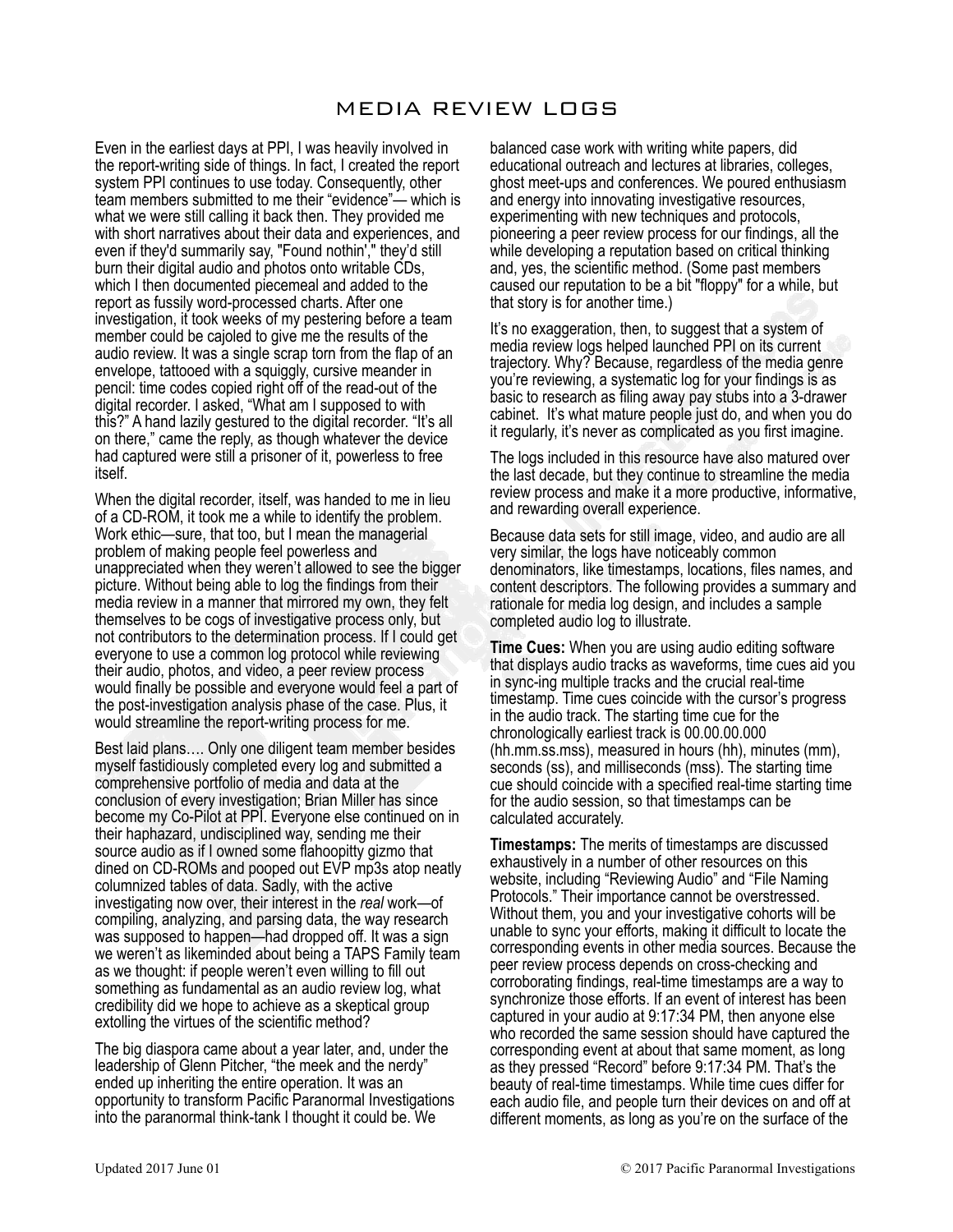# MEDIA REVIEW LOGS

Even in the earliest days at PPI, I was heavily involved in the report-writing side of things. In fact, I created the report system PPI continues to use today. Consequently, other team members submitted to me their "evidence"— which is what we were still calling it back then. They provided me with short narratives about their data and experiences, and even if they'd summarily say, "Found nothin'," they'd still burn their digital audio and photos onto writable CDs, which I then documented piecemeal and added to the report as fussily word-processed charts. After one investigation, it took weeks of my pestering before a team member could be cajoled to give me the results of the audio review. It was a single scrap torn from the flap of an envelope, tattooed with a squiggly, cursive meander in pencil: time codes copied right off of the read-out of the digital recorder. I asked, "What am I supposed to with this?" A hand lazily gestured to the digital recorder. "It's all on there," came the reply, as though whatever the device had captured were still a prisoner of it, powerless to free itself.

When the digital recorder, itself, was handed to me in lieu of a CD-ROM, it took me a while to identify the problem. Work ethic—sure, that too, but I mean the managerial problem of making people feel powerless and unappreciated when they weren't allowed to see the bigger picture. Without being able to log the findings from their media review in a manner that mirrored my own, they felt themselves to be cogs of investigative process only, but not contributors to the determination process. If I could get everyone to use a common log protocol while reviewing their audio, photos, and video, a peer review process would finally be possible and everyone would feel a part of the post-investigation analysis phase of the case. Plus, it would streamline the report-writing process for me.

Best laid plans…. Only one diligent team member besides myself fastidiously completed every log and submitted a comprehensive portfolio of media and data at the conclusion of every investigation; Brian Miller has since become my Co-Pilot at PPI. Everyone else continued on in their haphazard, undisciplined way, sending me their source audio as if I owned some flahoopitty gizmo that dined on CD-ROMs and pooped out EVP mp3s atop neatly columnized tables of data. Sadly, with the active investigating now over, their interest in the *real* work—of compiling, analyzing, and parsing data, the way research was supposed to happen—had dropped off. It was a sign we weren't as likeminded about being a TAPS Family team as we thought: if people weren't even willing to fill out something as fundamental as an audio review log, what credibility did we hope to achieve as a skeptical group extolling the virtues of the scientific method?

The big diaspora came about a year later, and, under the leadership of Glenn Pitcher, "the meek and the nerdy" ended up inheriting the entire operation. It was an opportunity to transform Pacific Paranormal Investigations into the paranormal think-tank I thought it could be. We balanced case work with writing white papers, did educational outreach and lectures at libraries, colleges, ghost meet-ups and conferences. We poured enthusiasm and energy into innovating investigative resources, experimenting with new techniques and protocols, pioneering a peer review process for our findings, all the while developing a reputation based on critical thinking and, yes, the scientific method. (Some past members caused our reputation to be a bit "floppy" for a while, but that story is for another time.)

It's no exaggeration, then, to suggest that a system of media review logs helped launched PPI on its current trajectory. Why? Because, regardless of the media genre you're reviewing, a systematic log for your findings is as basic to research as filing away pay stubs into a 3-drawer cabinet. It's what mature people just do, and when you do it regularly, it's never as complicated as you first imagine.

The logs included in this resource have also matured over the last decade, but they continue to streamline the media review process and make it a more productive, informative, and rewarding overall experience.

Because data sets for still image, video, and audio are all very similar, the logs have noticeably common denominators, like timestamps, locations, files names, and content descriptors. The following provides a summary and rationale for media log design, and includes a sample completed audio log to illustrate.

**Time Cues:** When you are using audio editing software that displays audio tracks as waveforms, time cues aid you in sync-ing multiple tracks and the crucial real-time timestamp. Time cues coincide with the cursor's progress in the audio track. The starting time cue for the chronologically earliest track is 00.00.00.000 (hh.mm.ss.mss), measured in hours (hh), minutes (mm), seconds (ss), and milliseconds (mss). The starting time cue should coincide with a specified real-time starting time for the audio session, so that timestamps can be calculated accurately.

**Timestamps:** The merits of timestamps are discussed exhaustively in a number of other resources on this website, including "Reviewing Audio" and "File Naming Protocols." Their importance cannot be overstressed. Without them, you and your investigative cohorts will be unable to sync your efforts, making it difficult to locate the corresponding events in other media sources. Because the peer review process depends on cross-checking and corroborating findings, real-time timestamps are a way to synchronize those efforts. If an event of interest has been captured in your audio at 9:17:34 PM, then anyone else who recorded the same session should have captured the corresponding event at about that same moment, as long as they pressed "Record" before 9:17:34 PM. That's the beauty of real-time timestamps. While time cues differ for each audio file, and people turn their devices on and off at different moments, as long as you're on the surface of the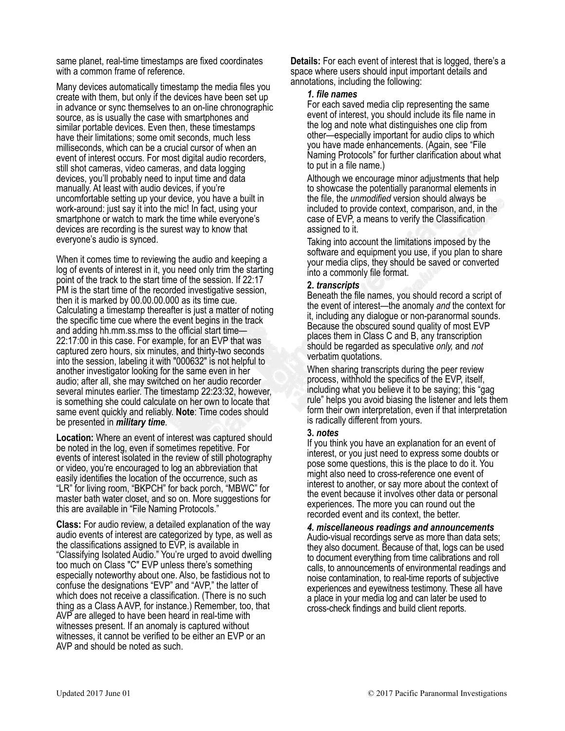same planet, real-time timestamps are fixed coordinates with a common frame of reference.

Many devices automatically timestamp the media files you create with them, but only if the devices have been set up in advance or sync themselves to an on-line chronographic source, as is usually the case with smartphones and similar portable devices. Even then, these timestamps have their limitations; some omit seconds, much less milliseconds, which can be a crucial cursor of when an event of interest occurs. For most digital audio recorders, still shot cameras, video cameras, and data logging devices, you'll probably need to input time and data manually. At least with audio devices, if you're uncomfortable setting up your device, you have a built in work-around: just say it into the mic! In fact, using your smartphone or watch to mark the time while everyone's devices are recording is the surest way to know that everyone's audio is synced.

When it comes time to reviewing the audio and keeping a log of events of interest in it, you need only trim the starting point of the track to the start time of the session. If 22:17 PM is the start time of the recorded investigative session, then it is marked by 00.00.00.000 as its time cue. Calculating a timestamp thereafter is just a matter of noting the specific time cue where the event begins in the track and adding hh.mm.ss.mss to the official start time—22:17:00 in this case. For example, for an EVP that was captured zero hours, six minutes, and thirty-two seconds into the session, labeling it with "000632" is not helpful to another investigator looking for the same even in her audio; after all, she may switched on her audio recorder several minutes earlier. The timestamp 22:23:32, however, is something she could calculate on her own to locate that same event quickly and reliably. **Note**: Time codes should be presented in ***military time***.

**Location:** Where an event of interest was captured should be noted in the log, even if sometimes repetitive. For events of interest isolated in the review of still photography or video, you're encouraged to log an abbreviation that easily identifies the location of the occurrence, such as "LR" for living room, "BKPCH" for back porch, "MBWC" for master bath water closet, and so on. More suggestions for this are available in "File Naming Protocols."

**Class:** For audio review, a detailed explanation of the way audio events of interest are categorized by type, as well as the classifications assigned to EVP, is available in "Classifying Isolated Audio." You're urged to avoid dwelling too much on Class "C" EVP unless there's something especially noteworthy about one. Also, be fastidious not to confuse the designations "EVP" and "AVP," the latter of which does not receive a classification. (There is no such thing as a Class A AVP, for instance.) Remember, too, that AVP are alleged to have been heard in real-time with witnesses present. If an anomaly is captured without witnesses, it cannot be verified to be either an EVP or an AVP and should be noted as such.

**Details:** For each event of interest that is logged, there's a space where users should input important details and annotations, including the following:

***1. file names***

For each saved media clip representing the same event of interest, you should include its file name in the log and note what distinguishes one clip from other—especially important for audio clips to which you have made enhancements. (Again, see "File Naming Protocols" for further clarification about what to put in a file name.)

Although we encourage minor adjustments that help to showcase the potentially paranormal elements in the file, the *unmodified* version should always be included to provide context, comparison, and, in the case of EVP, a means to verify the Classification assigned to it.

Taking into account the limitations imposed by the software and equipment you use, if you plan to share your media clips, they should be saved or converted into a commonly file format.

**2. *transcripts***

Beneath the file names, you should record a script of the event of interest—the anomaly *and* the context for it, including any dialogue or non-paranormal sounds. Because the obscured sound quality of most EVP places them in Class C and B, any transcription should be regarded as speculative *only,* and *not* verbatim quotations.

When sharing transcripts during the peer review process, withhold the specifics of the EVP, itself, including what you believe it to be saying; this "gag rule" helps you avoid biasing the listener and lets them form their own interpretation, even if that interpretation is radically different from yours.

**3. *notes***

If you think you have an explanation for an event of interest, or you just need to express some doubts or pose some questions, this is the place to do it. You might also need to cross-reference one event of interest to another, or say more about the context of the event because it involves other data or personal experiences. The more you can round out the recorded event and its context, the better.

***4. miscellaneous readings and announcements***

Audio-visual recordings serve as more than data sets; they also document. Because of that, logs can be used to document everything from time calibrations and roll calls, to announcements of environmental readings and noise contamination, to real-time reports of subjective experiences and eyewitness testimony. These all have a place in your media log and can later be used to cross-check findings and build client reports.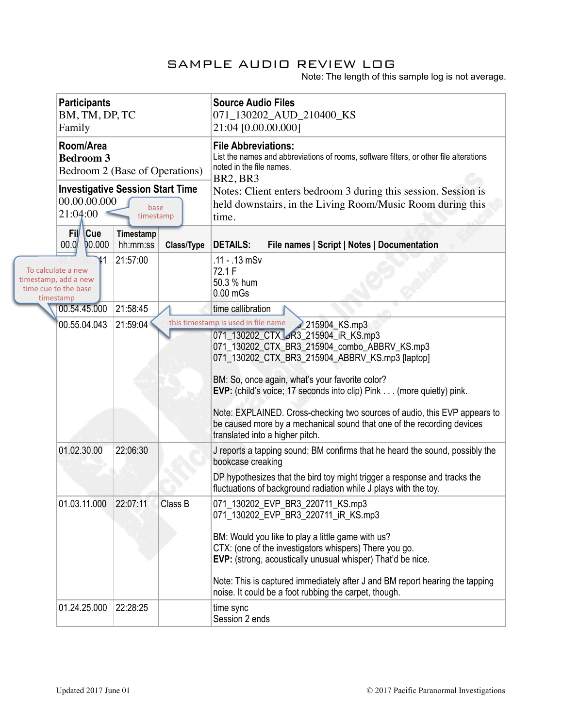# SAMPLE AUDIO REVIEW LOG

Note: The length of this sample log is not average.

| **Participants**<br>BM, TM, DP, TC<br>Family | **Source Audio Files**<br>071_130202_AUD_210400_KS<br>21:04 [0.00.00.000] |
|---|---|
| **Room/Area**<br>**Bedroom 3**<br>Bedroom 2 (Base of Operations) | **File Abbreviations:**<br>List the names and abbreviations of rooms, software filters, or other file alterations noted in the file names.<br>BR2, BR3<br>Notes: Client enters bedroom 3 during this session. Session is held downstairs, in the Living Room/Music Room during this time. |
| **Investigative Session Start Time**<br>00.00.00.000<br>21:04:00 | |

base timestamp

| File Cue 00.00.00.000 | Timestamp hh:mm:ss | Class/Type | DETAILS: File names \| Script \| Notes \| Documentation |
|---|---|---|---|
| 00.51.39.41 | 21:57:00 | | .11 - .13 mSv<br>72.1 F<br>50.3 % hum<br>0.00 mGs |
| 00.54.45.000 | 21:58:45 | | time callibration |
| 00.55.04.043 | 21:59:04 | | 071_130202_CTX_BR3_215904_KS.mp3<br>071_130202_CTX_BR3_215904_iR_KS.mp3<br>071_130202_CTX_BR3_215904_combo_ABBRV_KS.mp3<br>071_130202_CTX_BR3_215904_ABBRV_KS.mp3 [laptop]<br><br>BM: So, once again, what's your favorite color?<br>**EVP:** (child's voice; 17 seconds into clip) Pink . . . (more quietly) pink.<br><br>Note: EXPLAINED. Cross-checking two sources of audio, this EVP appears to be caused more by a mechanical sound that one of the recording devices translated into a higher pitch. |
| 01.02.30.00 | 22:06:30 | | J reports a tapping sound; BM confirms that he heard the sound, possibly the bookcase creaking<br><br>DP hypothesizes that the bird toy might trigger a response and tracks the fluctuations of background radiation while J plays with the toy. |
| 01.03.11.000 | 22:07:11 | Class B | 071_130202_EVP_BR3_220711_KS.mp3<br>071_130202_EVP_BR3_220711_iR_KS.mp3<br><br>BM: Would you like to play a little game with us?<br>CTX: (one of the investigators whispers) There you go.<br>**EVP:** (strong, acoustically unusual whisper) That'd be nice.<br><br>Note: This is captured immediately after J and BM report hearing the tapping noise. It could be a foot rubbing the carpet, though. |
| 01.24.25.000 | 22:28:25 | | time sync<br>Session 2 ends |

To calculate a new timestamp, add a new time cue to the base timestamp

this timestamp is used in file name

Updated 2017 June 01

© 2017 Pacific Paranormal Investigations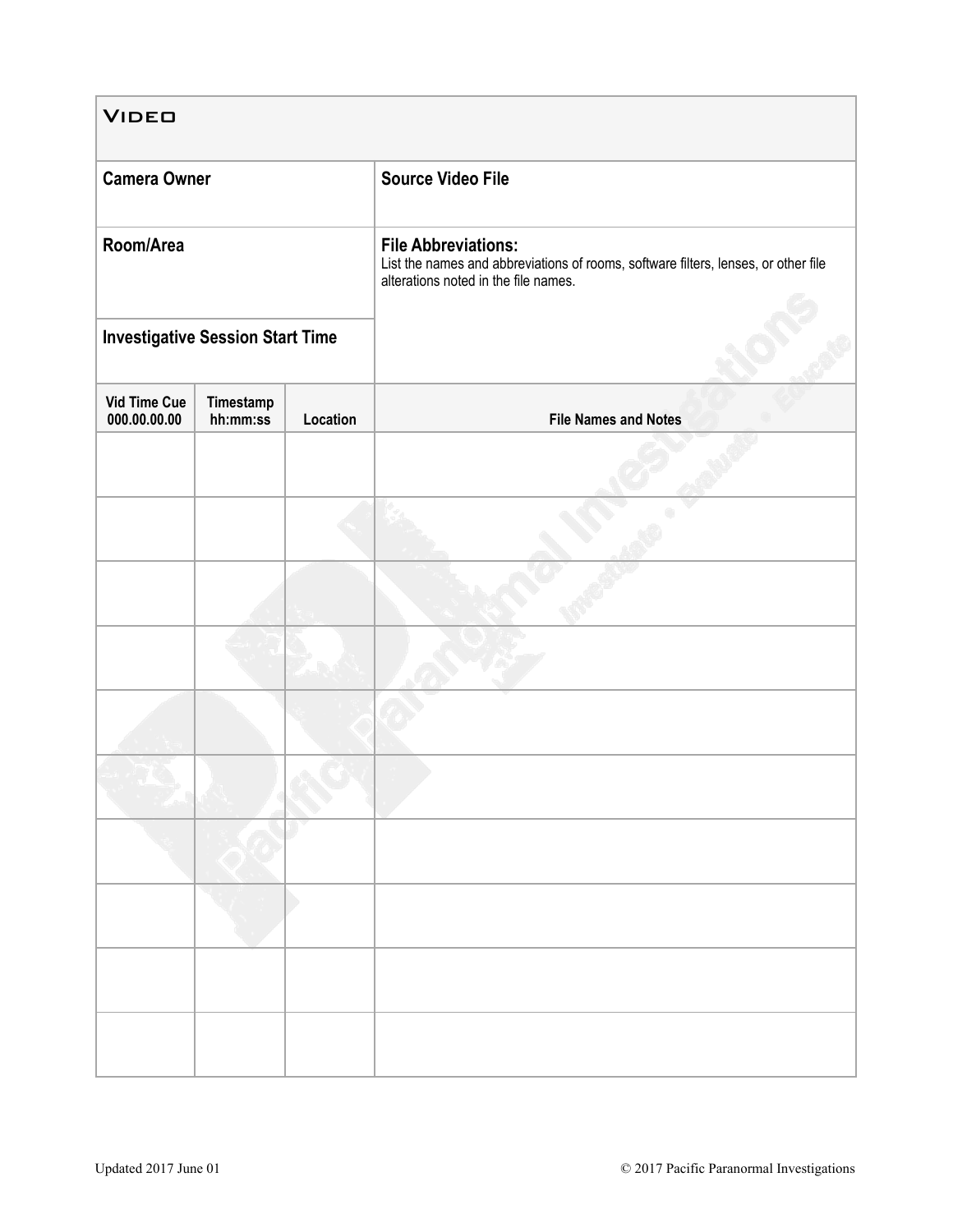# Video

| **Camera Owner** | **Source Video File** |
|---|---|
| **Room/Area** | **File Abbreviations:** List the names and abbreviations of rooms, software filters, lenses, or other file alterations noted in the file names. |
| **Investigative Session Start Time** | |

| Vid Time Cue 000.00.00.00 | Timestamp hh:mm:ss | Location | File Names and Notes |
|---|---|---|---|
| | | | |
| | | | |
| | | | |
| | | | |
| | | | |
| | | | |
| | | | |
| | | | |
| | | | |
| | | | |

Updated 2017 June 01

© 2017 Pacific Paranormal Investigations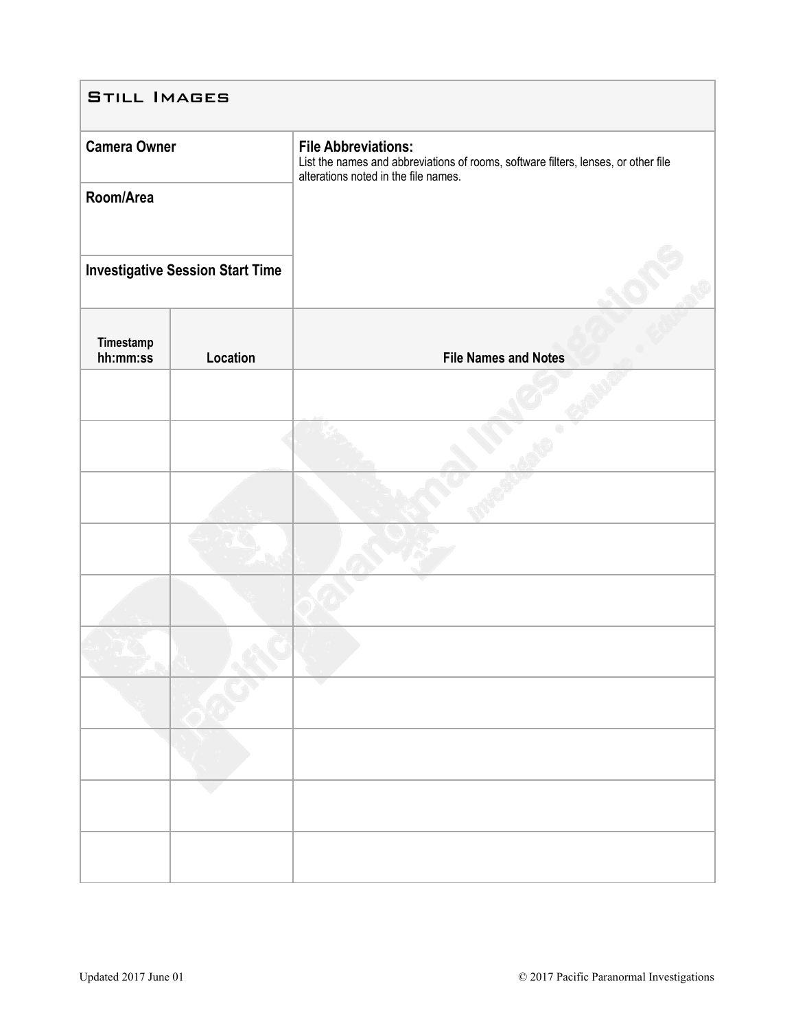## Still Images

| Camera Owner | File Abbreviations: List the names and abbreviations of rooms, software filters, lenses, or other file alterations noted in the file names. |
| --- | --- |
| Room/Area | |
| Investigative Session Start Time | |

| Timestamp hh:mm:ss | Location | File Names and Notes |
| --- | --- | --- |
| | | |
| | | |
| | | |
| | | |
| | | |
| | | |
| | | |
| | | |
| | | |
| | | |

Updated 2017 June 01

© 2017 Pacific Paranormal Investigations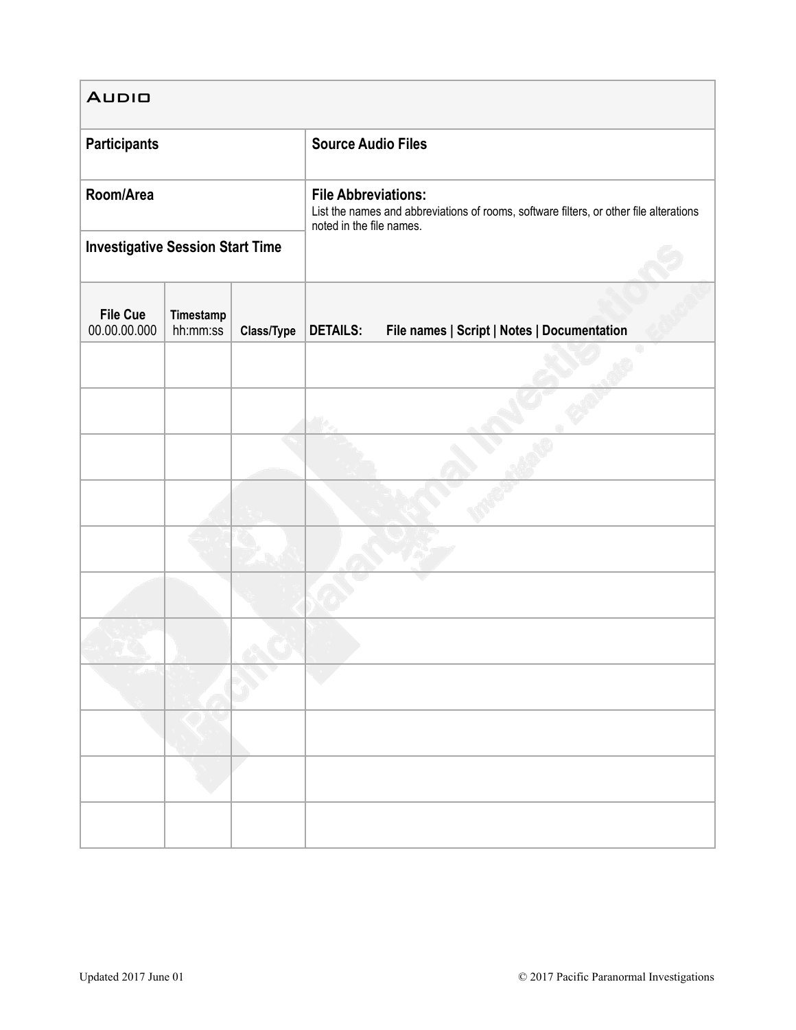## Audio

| | |
|---|---|
| **Participants** | **Source Audio Files** |
| **Room/Area** | **File Abbreviations:** List the names and abbreviations of rooms, software filters, or other file alterations noted in the file names. |
| **Investigative Session Start Time** | |

| **File Cue** 00.00.00.000 | **Timestamp** hh:mm:ss | **Class/Type** | **DETAILS:** File names \| Script \| Notes \| Documentation |
|---|---|---|---|
| | | | |
| | | | |
| | | | |
| | | | |
| | | | |
| | | | |
| | | | |
| | | | |
| | | | |
| | | | |
| | | | |

Updated 2017 June 01

© 2017 Pacific Paranormal Investigations